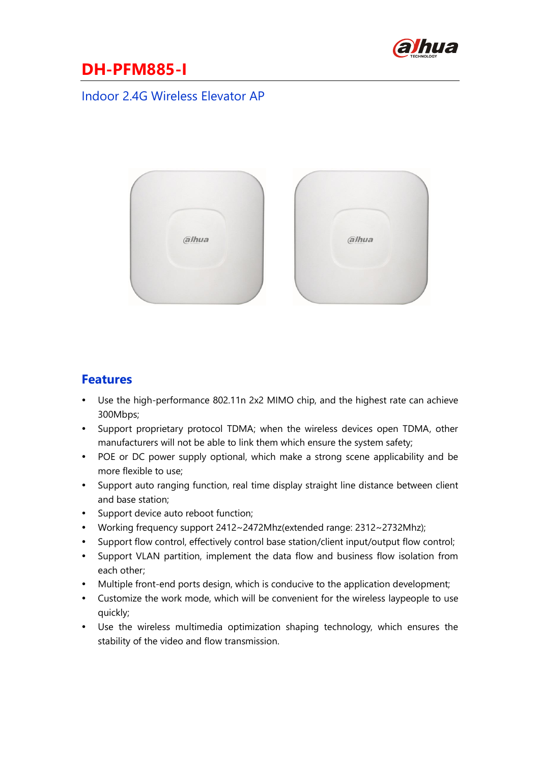# DH-PFM885-I

## Indoor 2.4G Wireless Elevator AP

## Features

- Use the high-performance 802.11n 2x2 MIMO chip, and the highest rate can achieve 300Mbps;
- Support proprietary protocol TDMA; when the wireless devices open TDMA, other manufacturers will not be able to link them which ensure the system safety;
- POE or DC power supply optional, which make a strong scene applicability and be more flexible to use;
- Support auto ranging function, real time display straight line distance between client and base station;
- Support device auto reboot function;
- Working frequency support 2412~2472Mhz(extended range: 2312~2732Mhz);
- Support flow control, effectively control base station/client input/output flow control;
- Support VLAN partition, implement the data flow and business flow isolation from each other;
- Multiple front-end ports design, which is conducive to the application development;
- Customize the work mode, which will be convenient for the wireless laypeople to use quickly;
- Use the wireless multimedia optimization shaping technology, which ensures the stability of the video and flow transmission.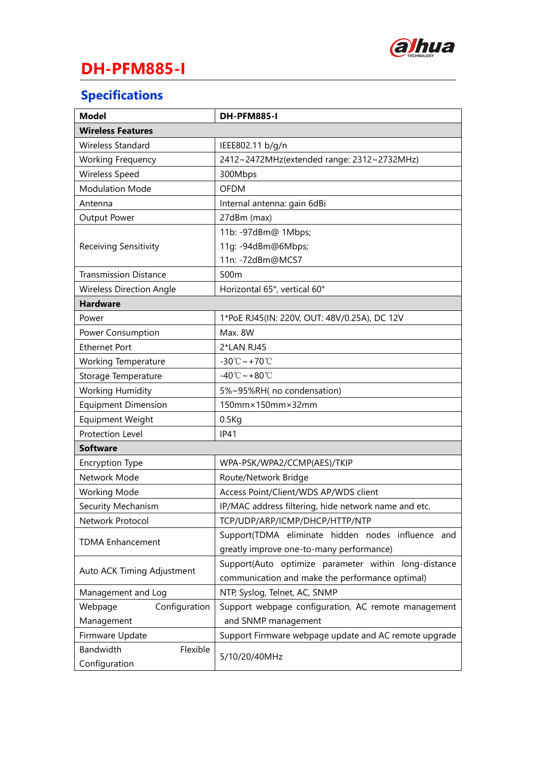# DH-PFM885-I

## Specifications

| Model | DH-PFM885-I |
|---|---|
| **Wireless Features** | |
| Wireless Standard | IEEE802.11 b/g/n |
| Working Frequency | 2412~2472MHz(extended range: 2312~2732MHz) |
| Wireless Speed | 300Mbps |
| Modulation Mode | OFDM |
| Antenna | Internal antenna: gain 6dBi |
| Output Power | 27dBm (max) |
| Receiving Sensitivity | 11b: -97dBm@ 1Mbps;<br>11g: -94dBm@6Mbps;<br>11n: -72dBm@MCS7 |
| Transmission Distance | 500m |
| Wireless Direction Angle | Horizontal 65°, vertical 60° |
| **Hardware** | |
| Power | 1*PoE RJ45(IN: 220V, OUT: 48V/0.25A), DC 12V |
| Power Consumption | Max. 8W |
| Ethernet Port | 2*LAN RJ45 |
| Working Temperature | -30℃~+70℃ |
| Storage Temperature | -40℃~+80℃ |
| Working Humidity | 5%~95%RH( no condensation) |
| Equipment Dimension | 150mm×150mm×32mm |
| Equipment Weight | 0.5Kg |
| Protection Level | IP41 |
| **Software** | |
| Encryption Type | WPA-PSK/WPA2/CCMP(AES)/TKIP |
| Network Mode | Route/Network Bridge |
| Working Mode | Access Point/Client/WDS AP/WDS client |
| Security Mechanism | IP/MAC address filtering, hide network name and etc. |
| Network Protocol | TCP/UDP/ARP/ICMP/DHCP/HTTP/NTP |
| TDMA Enhancement | Support(TDMA eliminate hidden nodes influence and greatly improve one-to-many performance) |
| Auto ACK Timing Adjustment | Support(Auto optimize parameter within long-distance communication and make the performance optimal) |
| Management and Log | NTP, Syslog, Telnet, AC, SNMP |
| Webpage Configuration Management | Support webpage configuration, AC remote management and SNMP management |
| Firmware Update | Support Firmware webpage update and AC remote upgrade |
| Bandwidth Flexible Configuration | 5/10/20/40MHz |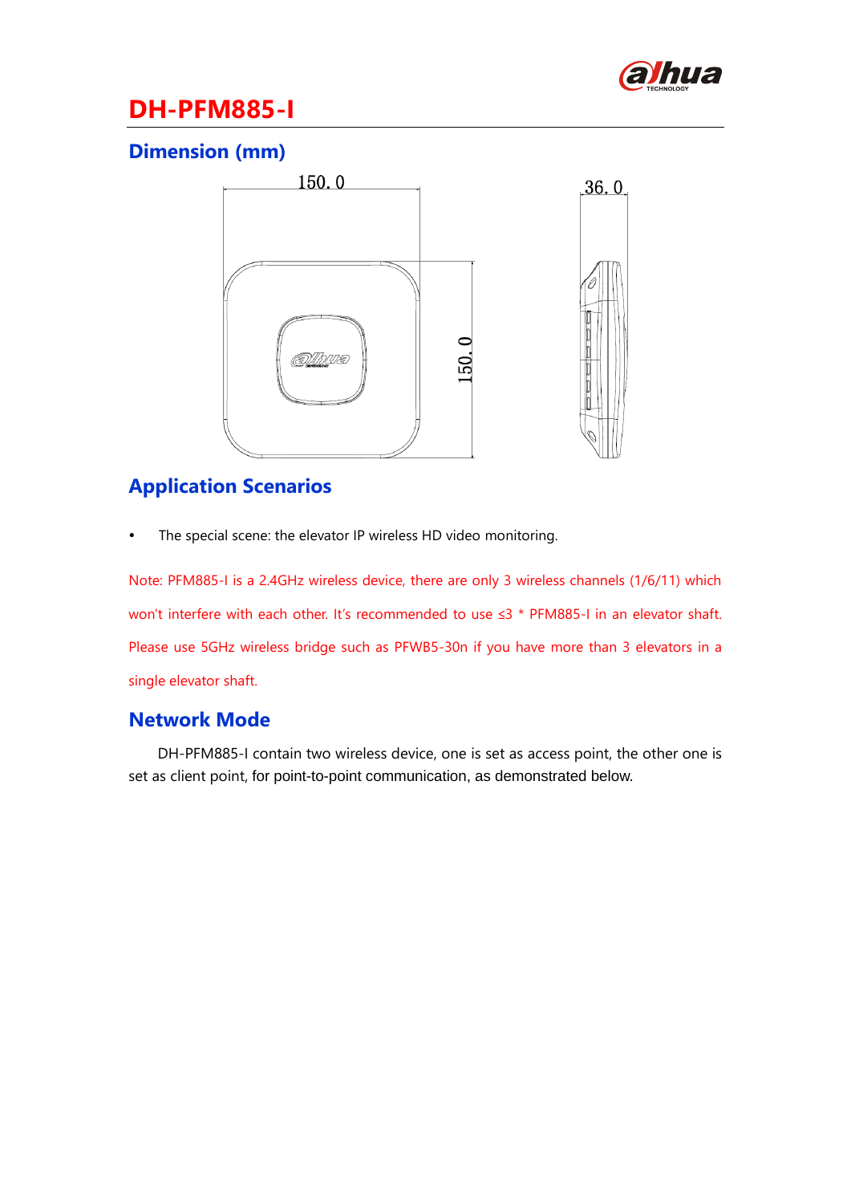# DH-PFM885-I

## Dimension (mm)

150.0

36.0

150.0

## Application Scenarios

- The special scene: the elevator IP wireless HD video monitoring.

Note: PFM885-I is a 2.4GHz wireless device, there are only 3 wireless channels (1/6/11) which won't interfere with each other. It's recommended to use ≤3 * PFM885-I in an elevator shaft. Please use 5GHz wireless bridge such as PFWB5-30n if you have more than 3 elevators in a single elevator shaft.

## Network Mode

DH-PFM885-I contain two wireless device, one is set as access point, the other one is set as client point, for point-to-point communication, as demonstrated below.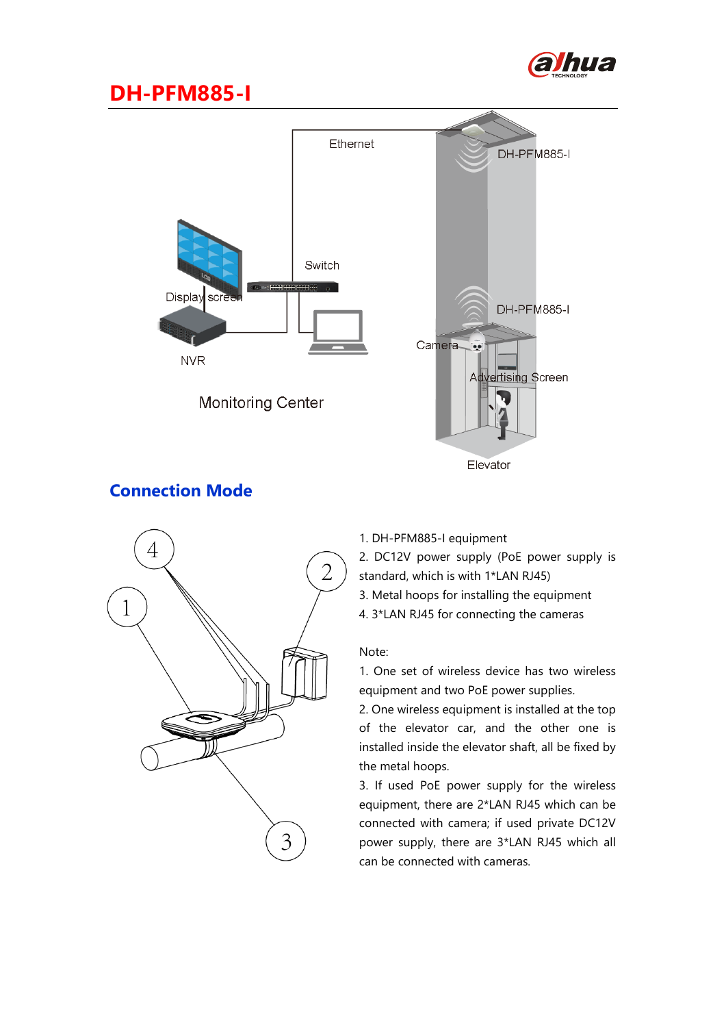# DH-PFM885-I

## Connection Mode

1. DH-PFM885-I equipment
2. DC12V power supply (PoE power supply is standard, which is with 1*LAN RJ45)
3. Metal hoops for installing the equipment
4. 3*LAN RJ45 for connecting the cameras

Note:

1. One set of wireless device has two wireless equipment and two PoE power supplies.
2. One wireless equipment is installed at the top of the elevator car, and the other one is installed inside the elevator shaft, all be fixed by the metal hoops.
3. If used PoE power supply for the wireless equipment, there are 2*LAN RJ45 which can be connected with camera; if used private DC12V power supply, there are 3*LAN RJ45 which all can be connected with cameras.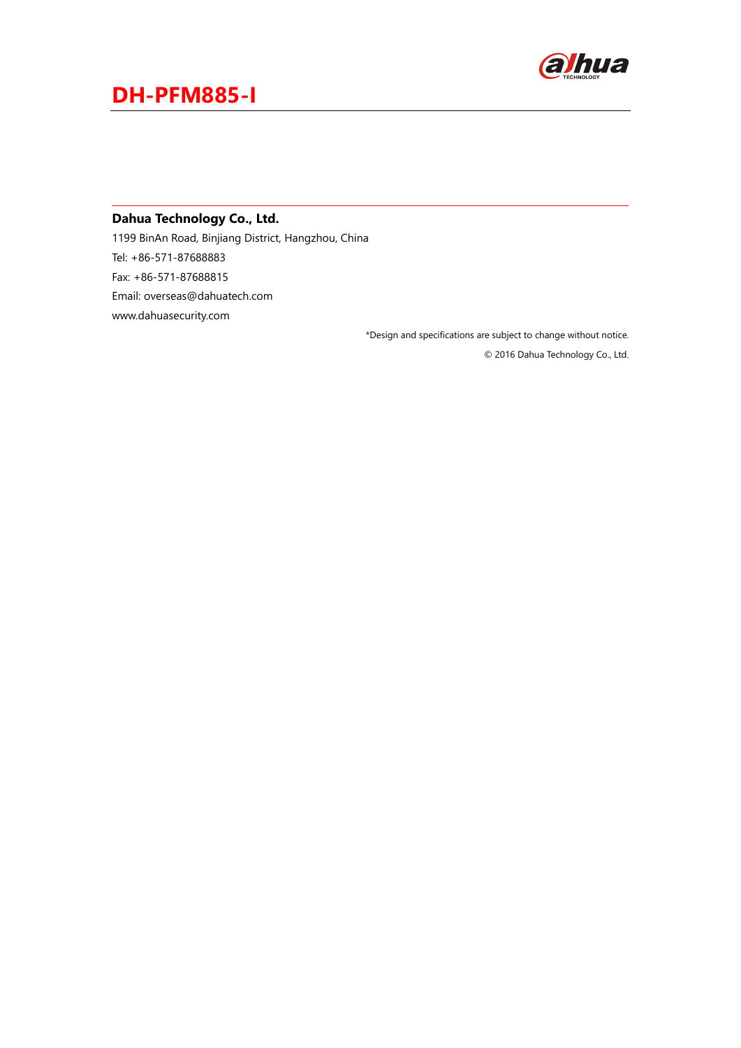# DH-PFM885-I

**Dahua Technology Co., Ltd.**

1199 BinAn Road, Binjiang District, Hangzhou, China

Tel: +86-571-87688883

Fax: +86-571-87688815

Email: overseas@dahuatech.com

www.dahuasecurity.com

*Design and specifications are subject to change without notice.

© 2016 Dahua Technology Co., Ltd.